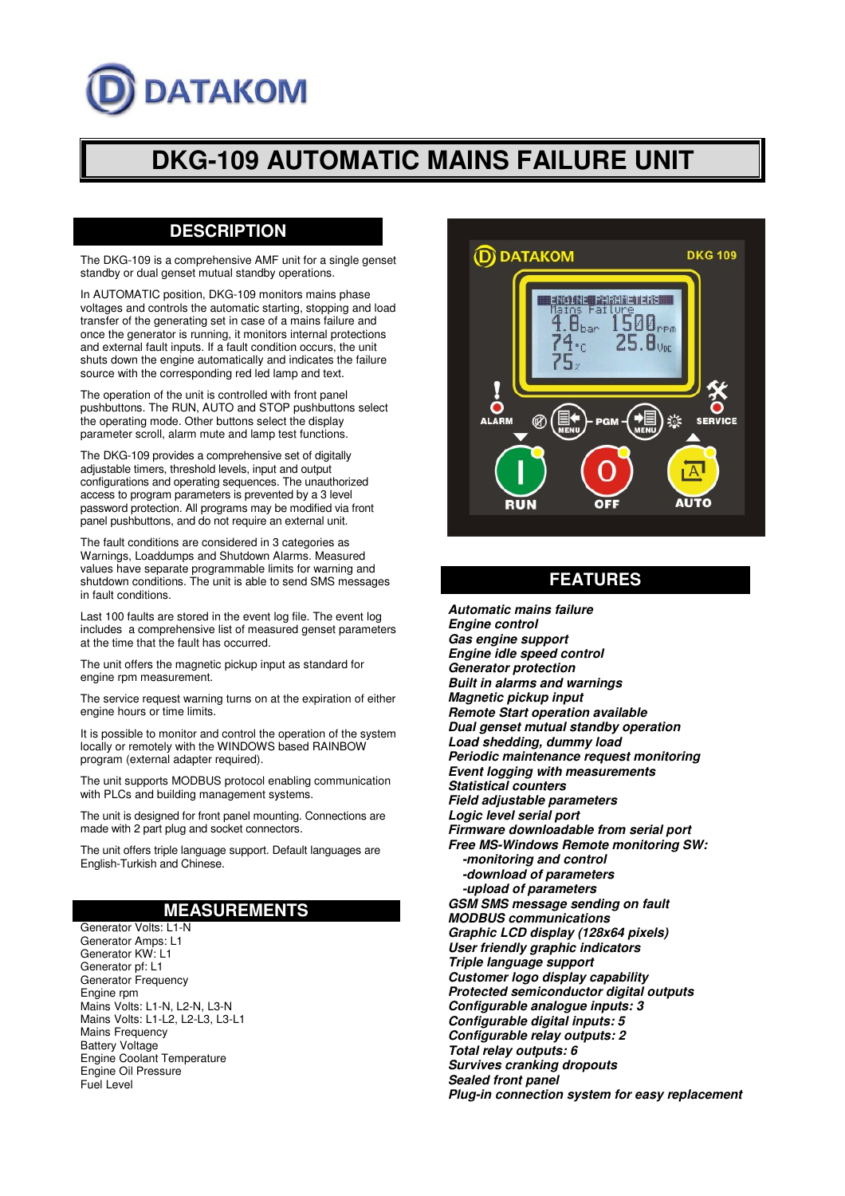DATAKOM

# DKG-109 AUTOMATIC MAINS FAILURE UNIT

## DESCRIPTION

The DKG-109 is a comprehensive AMF unit for a single genset standby or dual genset mutual standby operations.

In AUTOMATIC position, DKG-109 monitors mains phase voltages and controls the automatic starting, stopping and load transfer of the generating set in case of a mains failure and once the generator is running, it monitors internal protections and external fault inputs. If a fault condition occurs, the unit shuts down the engine automatically and indicates the failure source with the corresponding red led lamp and text.

The operation of the unit is controlled with front panel pushbuttons. The RUN, AUTO and STOP pushbuttons select the operating mode. Other buttons select the display parameter scroll, alarm mute and lamp test functions.

The DKG-109 provides a comprehensive set of digitally adjustable timers, threshold levels, input and output configurations and operating sequences. The unauthorized access to program parameters is prevented by a 3 level password protection. All programs may be modified via front panel pushbuttons, and do not require an external unit.

The fault conditions are considered in 3 categories as Warnings, Loaddumps and Shutdown Alarms. Measured values have separate programmable limits for warning and shutdown conditions. The unit is able to send SMS messages in fault conditions.

Last 100 faults are stored in the event log file. The event log includes a comprehensive list of measured genset parameters at the time that the fault has occurred.

The unit offers the magnetic pickup input as standard for engine rpm measurement.

The service request warning turns on at the expiration of either engine hours or time limits.

It is possible to monitor and control the operation of the system locally or remotely with the WINDOWS based RAINBOW program (external adapter required).

The unit supports MODBUS protocol enabling communication with PLCs and building management systems.

The unit is designed for front panel mounting. Connections are made with 2 part plug and socket connectors.

The unit offers triple language support. Default languages are English-Turkish and Chinese.

## MEASUREMENTS

Generator Volts: L1-N
Generator Amps: L1
Generator KW: L1
Generator pf: L1
Generator Frequency
Engine rpm
Mains Volts: L1-N, L2-N, L3-N
Mains Volts: L1-L2, L2-L3, L3-L1
Mains Frequency
Battery Voltage
Engine Coolant Temperature
Engine Oil Pressure
Fuel Level

## FEATURES

***Automatic mains failure***
***Engine control***
***Gas engine support***
***Engine idle speed control***
***Generator protection***
***Built in alarms and warnings***
***Magnetic pickup input***
***Remote Start operation available***
***Dual genset mutual standby operation***
***Load shedding, dummy load***
***Periodic maintenance request monitoring***
***Event logging with measurements***
***Statistical counters***
***Field adjustable parameters***
***Logic level serial port***
***Firmware downloadable from serial port***
***Free MS-Windows Remote monitoring SW:***
- ***monitoring and control***
- ***download of parameters***
- ***upload of parameters***

***GSM SMS message sending on fault***
***MODBUS communications***
***Graphic LCD display (128x64 pixels)***
***User friendly graphic indicators***
***Triple language support***
***Customer logo display capability***
***Protected semiconductor digital outputs***
***Configurable analogue inputs: 3***
***Configurable digital inputs: 5***
***Configurable relay outputs: 2***
***Total relay outputs: 6***
***Survives cranking dropouts***
***Sealed front panel***
***Plug-in connection system for easy replacement***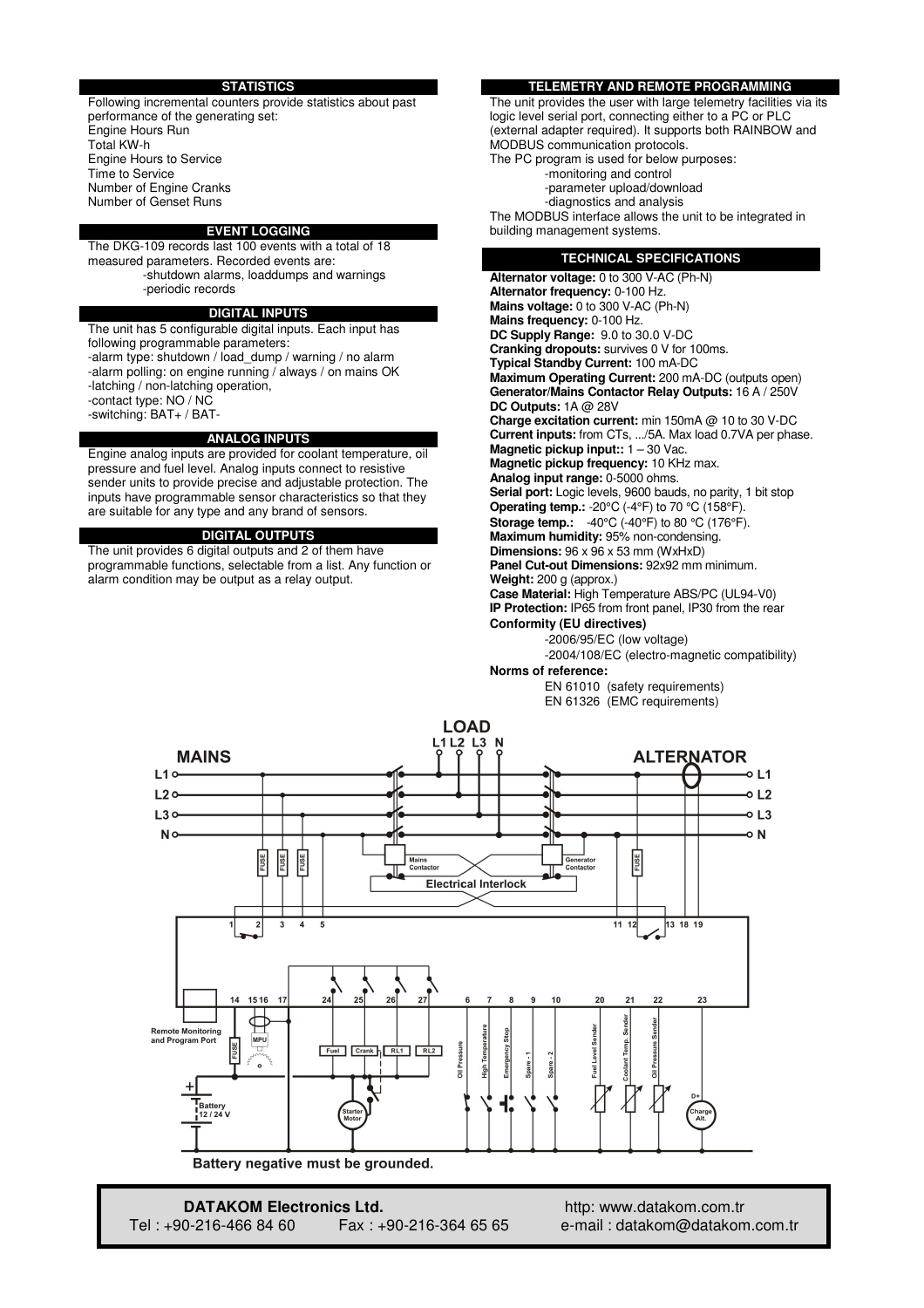## STATISTICS

Following incremental counters provide statistics about past performance of the generating set:
Engine Hours Run
Total KW-h
Engine Hours to Service
Time to Service
Number of Engine Cranks
Number of Genset Runs

## EVENT LOGGING

The DKG-109 records last 100 events with a total of 18 measured parameters. Recorded events are:

- shutdown alarms, loaddumps and warnings
- periodic records

## DIGITAL INPUTS

The unit has 5 configurable digital inputs. Each input has following programmable parameters:
-alarm type: shutdown / load_dump / warning / no alarm
-alarm polling: on engine running / always / on mains OK
-latching / non-latching operation,
-contact type: NO / NC
-switching: BAT+ / BAT-

## ANALOG INPUTS

Engine analog inputs are provided for coolant temperature, oil pressure and fuel level. Analog inputs connect to resistive sender units to provide precise and adjustable protection. The inputs have programmable sensor characteristics so that they are suitable for any type and any brand of sensors.

## DIGITAL OUTPUTS

The unit provides 6 digital outputs and 2 of them have programmable functions, selectable from a list. Any function or alarm condition may be output as a relay output.

## TELEMETRY AND REMOTE PROGRAMMING

The unit provides the user with large telemetry facilities via its logic level serial port, connecting either to a PC or PLC (external adapter required). It supports both RAINBOW and MODBUS communication protocols.
The PC program is used for below purposes:

- monitoring and control
- parameter upload/download
- diagnostics and analysis

The MODBUS interface allows the unit to be integrated in building management systems.

## TECHNICAL SPECIFICATIONS

**Alternator voltage:** 0 to 300 V-AC (Ph-N)
**Alternator frequency:** 0-100 Hz.
**Mains voltage:** 0 to 300 V-AC (Ph-N)
**Mains frequency:** 0-100 Hz.
**DC Supply Range:** 9.0 to 30.0 V-DC
**Cranking dropouts:** survives 0 V for 100ms.
**Typical Standby Current:** 100 mA-DC
**Maximum Operating Current:** 200 mA-DC (outputs open)
**Generator/Mains Contactor Relay Outputs:** 16 A / 250V
**DC Outputs:** 1A @ 28V
**Charge excitation current:** min 150mA @ 10 to 30 V-DC
**Current inputs:** from CTs, .../5A. Max load 0.7VA per phase.
**Magnetic pickup input::** 1 – 30 Vac.
**Magnetic pickup frequency:** 10 KHz max.
**Analog input range:** 0-5000 ohms.
**Serial port:** Logic levels, 9600 bauds, no parity, 1 bit stop
**Operating temp.:** -20°C (-4°F) to 70 °C (158°F).
**Storage temp.:** -40°C (-40°F) to 80 °C (176°F).
**Maximum humidity:** 95% non-condensing.
**Dimensions:** 96 x 96 x 53 mm (WxHxD)
**Panel Cut-out Dimensions:** 92x92 mm minimum.
**Weight:** 200 g (approx.)
**Case Material:** High Temperature ABS/PC (UL94-V0)
**IP Protection:** IP65 from front panel, IP30 from the rear
**Conformity (EU directives)**

- 2006/95/EC (low voltage)
- 2004/108/EC (electro-magnetic compatibility)

**Norms of reference:**

EN 61010 (safety requirements)
EN 61326 (EMC requirements)

LOAD
L1 L2 L3 N
MAINS
ALTERNATOR
L1
L2
L3
N
FUSE
Mains Contactor
Generator Contactor
Electrical Interlock
1 2 3 4 5
11 12 13 18 19
14 15 16 17
24 25 26 27
6 7 8 9 10
20 21 22 23
Remote Monitoring and Program Port
MPU
Fuel
Crank
RL1
RL2
Oil Pressure
High Temperature
Emergency Stop
Spare - 1
Spare - 2
Fuel Level Sender
Coolant Temp. Sender
Oil Pressure Sender
D+
Charge Alt.
Battery 12 / 24 V
Starter Motor

Battery negative must be grounded.

**DATAKOM Electronics Ltd.**
Tel : +90-216-466 84 60 Fax : +90-216-364 65 65
http: www.datakom.com.tr
e-mail : datakom@datakom.com.tr